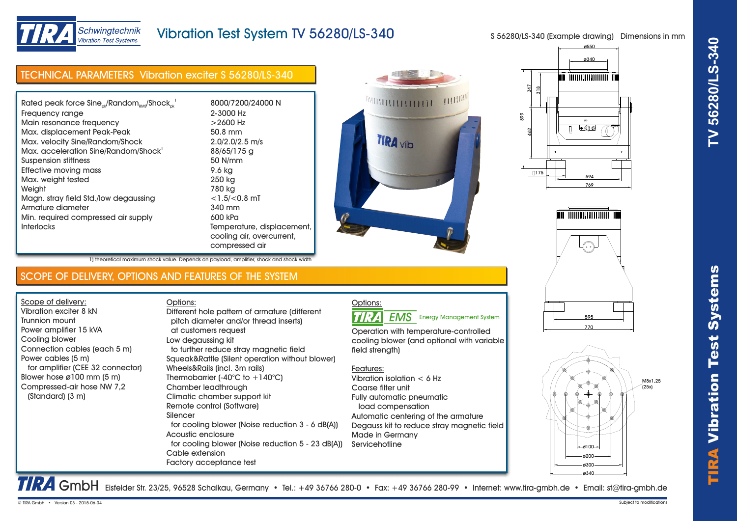TIRA Schwingtechnik *Vibration Test Systems*

# Vibration Test System TV 56280/LS-340

S 56280/LS-340 (Example drawing)   Dimensions in mm

## TECHNICAL PARAMETERS Vibration exciter S 56280/LS-340

| Parameter | Value |
|---|---|
| Rated peak force $Sine_{pk}$/$Random_{RMS}$/$Shock_{pk}$ [1] | 8000/7200/24000 N |
| Frequency range | 2-3000 Hz |
| Main resonance frequency | >2600 Hz |
| Max. displacement Peak-Peak | 50.8 mm |
| Max. velocity Sine/Random/Shock | 2.0/2.0/2.5 m/s |
| Max. acceleration Sine/Random/Shock[1] | 88/65/175 g |
| Suspension stiffness | 50 N/mm |
| Effective moving mass | 9.6 kg |
| Max. weight tested | 250 kg |
| Weight | 780 kg |
| Magn. stray field Std./low degaussing | <1.5/<0.8 mT |
| Armature diameter | 340 mm |
| Min. required compressed air supply | 600 kPa |
| Interlocks | Temperature, displacement, cooling air, overcurrent, compressed air |

1) theoretical maximum shock value. Depends on payload, amplifier, shock and shock width

## SCOPE OF DELIVERY, OPTIONS AND FEATURES OF THE SYSTEM

Scope of delivery:
- Vibration exciter 8 kN
- Trunnion mount
- Power amplifier 15 kVA
- Cooling blower
- Connection cables (each 5 m)
- Power cables (5 m) for amplifier (CEE 32 connector)
- Blower hose ø100 mm (5 m)
- Compressed-air hose NW 7,2 (Standard) (3 m)

Options:
- Different hole pattern of armature (different pitch diameter and/or thread inserts) at customers request
- Low degaussing kit to further reduce stray magnetic field
- Squeak&Rattle (Silent operation without blower)
- Wheels&Rails (incl. 3m rails)
- Thermobarrier (-40°C to +140°C)
- Chamber leadthrough
- Climatic chamber support kit
- Remote control (Software)
- Silencer for cooling blower (Noise reduction 3 - 6 dB(A))
- Acoustic enclosure for cooling blower (Noise reduction 5 - 23 dB(A))
- Cable extension
- Factory acceptance test

Options:

TIRA EMS Energy Management System

Operation with temperature-controlled cooling blower (and optional with variable field strength)

Features:
- Vibration isolation < 6 Hz
- Coarse filter unit
- Fully automatic pneumatic load compensation
- Automatic centering of the armature
- Degauss kit to reduce stray magnetic field
- Made in Germany
- Servicehotline

Drawing dimensions: ø550, ø340, 347, 318, 899, 462, 175, 594, 769, 595, 770, M8x1,25 (25x), ø100, ø200, ø300, ø340

TIRA GmbH Eisfelder Str. 23/25, 96528 Schalkau, Germany • Tel.: +49 36766 280-0 • Fax: +49 36766 280-99 • Internet: www.tira-gmbh.de • Email: st@tira-gmbh.de

© TIRA GmbH • Version 03 - 2015-06-04   Subject to modifications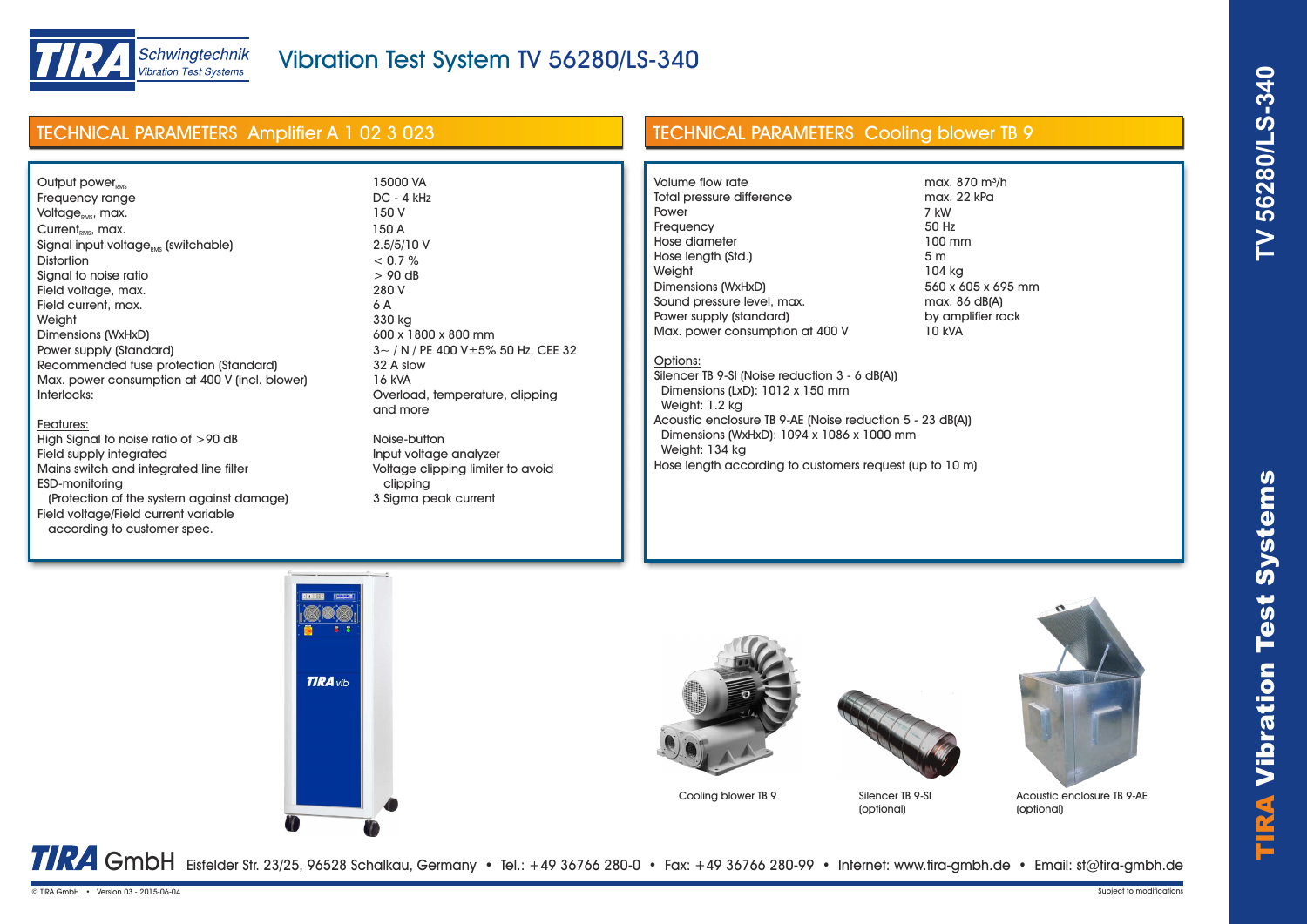# Vibration Test System TV 56280/LS-340

## TECHNICAL PARAMETERS Amplifier A 1 02 3 023

| | |
|---|---|
| Output power$_{RMS}$ | 15000 VA |
| Frequency range | DC - 4 kHz |
| Voltage$_{RMS}$, max. | 150 V |
| Current$_{RMS}$, max. | 150 A |
| Signal input voltage$_{RMS}$ (switchable) | 2.5/5/10 V |
| Distortion | < 0.7 % |
| Signal to noise ratio | > 90 dB |
| Field voltage, max. | 280 V |
| Field current, max. | 6 A |
| Weight | 330 kg |
| Dimensions (WxHxD) | 600 x 1800 x 800 mm |
| Power supply (Standard) | 3~ / N / PE 400 V±5% 50 Hz, CEE 32 |
| Recommended fuse protection (Standard) | 32 A slow |
| Max. power consumption at 400 V (incl. blower) | 16 kVA |
| Interlocks: | Overload, temperature, clipping and more |

Features:

- High Signal to noise ratio of >90 dB
- Field supply integrated
- Mains switch and integrated line filter
- ESD-monitoring (Protection of the system against damage)
- Field voltage/Field current variable according to customer spec.
- Noise-button
- Input voltage analyzer
- Voltage clipping limiter to avoid clipping
- 3 Sigma peak current

## TECHNICAL PARAMETERS Cooling blower TB 9

| | |
|---|---|
| Volume flow rate | max. 870 m³/h |
| Total pressure difference | max. 22 kPa |
| Power | 7 kW |
| Frequency | 50 Hz |
| Hose diameter | 100 mm |
| Hose length (Std.) | 5 m |
| Weight | 104 kg |
| Dimensions (WxHxD) | 560 x 605 x 695 mm |
| Sound pressure level, max. | max. 86 dB(A) |
| Power supply (standard) | by amplifier rack |
| Max. power consumption at 400 V | 10 kVA |

Options:

Silencer TB 9-SI (Noise reduction 3 - 6 dB(A))
 Dimensions (LxD): 1012 x 150 mm
 Weight: 1.2 kg

Acoustic enclosure TB 9-AE (Noise reduction 5 - 23 dB(A))
 Dimensions (WxHxD): 1094 x 1086 x 1000 mm
 Weight: 134 kg

Hose length according to customers request (up to 10 m)

Cooling blower TB 9

Silencer TB 9-SI (optional)

Acoustic enclosure TB 9-AE (optional)

TIRA GmbH Eisfelder Str. 23/25, 96528 Schalkau, Germany • Tel.: +49 36766 280-0 • Fax: +49 36766 280-99 • Internet: www.tira-gmbh.de • Email: st@tira-gmbh.de

© TIRA GmbH • Version 03 - 2015-06-04

Subject to modifications